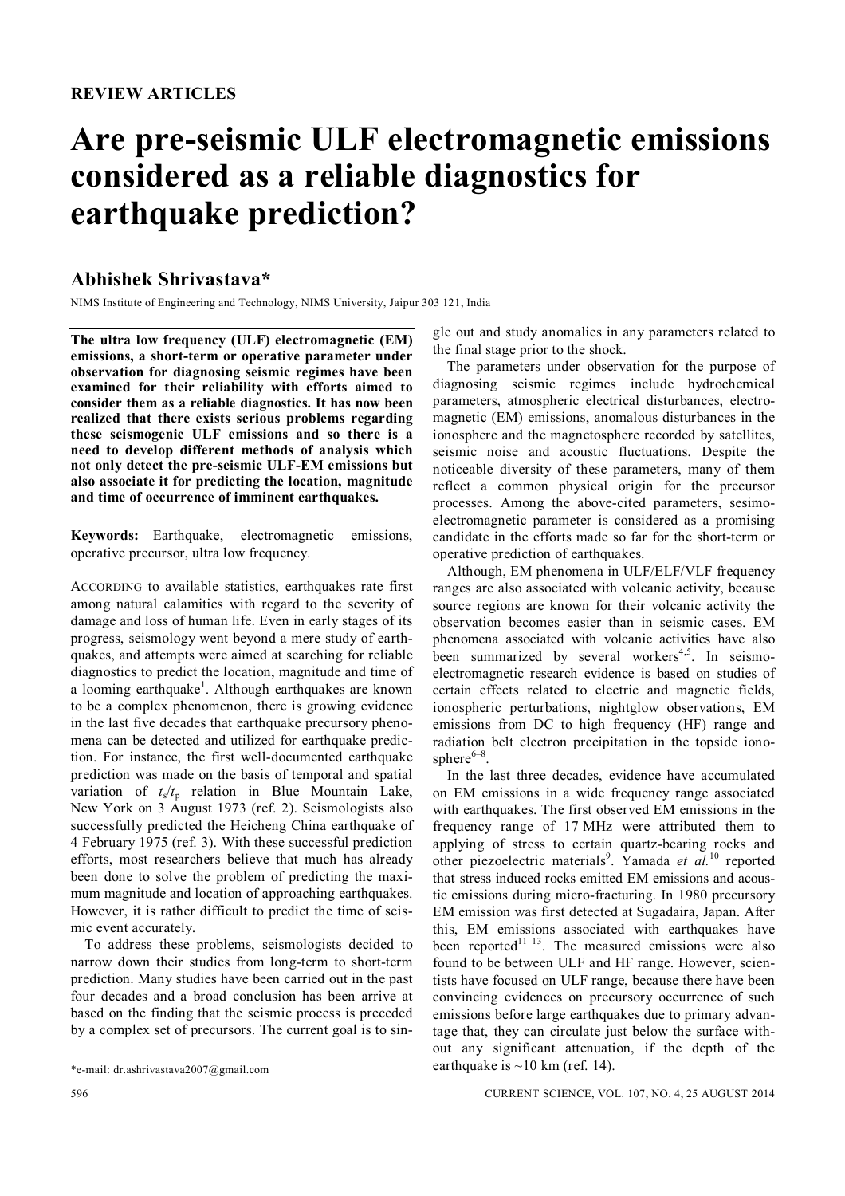**REVIEW ARTICLES**

# Are pre-seismic ULF electromagnetic emissions considered as a reliable diagnostics for earthquake prediction?

## Abhishek Shrivastava*

NIMS Institute of Engineering and Technology, NIMS University, Jaipur 303 121, India

**The ultra low frequency (ULF) electromagnetic (EM) emissions, a short-term or operative parameter under observation for diagnosing seismic regimes have been examined for their reliability with efforts aimed to consider them as a reliable diagnostics. It has now been realized that there exists serious problems regarding these seismogenic ULF emissions and so there is a need to develop different methods of analysis which not only detect the pre-seismic ULF-EM emissions but also associate it for predicting the location, magnitude and time of occurrence of imminent earthquakes.**

**Keywords:** Earthquake, electromagnetic emissions, operative precursor, ultra low frequency.

ACCORDING to available statistics, earthquakes rate first among natural calamities with regard to the severity of damage and loss of human life. Even in early stages of its progress, seismology went beyond a mere study of earthquakes, and attempts were aimed at searching for reliable diagnostics to predict the location, magnitude and time of a looming earthquake[1]. Although earthquakes are known to be a complex phenomenon, there is growing evidence in the last five decades that earthquake precursory phenomena can be detected and utilized for earthquake prediction. For instance, the first well-documented earthquake prediction was made on the basis of temporal and spatial variation of $t_s/t_p$ relation in Blue Mountain Lake, New York on 3 August 1973 (ref. 2). Seismologists also successfully predicted the Heicheng China earthquake of 4 February 1975 (ref. 3). With these successful prediction efforts, most researchers believe that much has already been done to solve the problem of predicting the maximum magnitude and location of approaching earthquakes. However, it is rather difficult to predict the time of seismic event accurately.

To address these problems, seismologists decided to narrow down their studies from long-term to short-term prediction. Many studies have been carried out in the past four decades and a broad conclusion has been arrive at based on the finding that the seismic process is preceded by a complex set of precursors. The current goal is to single out and study anomalies in any parameters related to the final stage prior to the shock.

The parameters under observation for the purpose of diagnosing seismic regimes include hydrochemical parameters, atmospheric electrical disturbances, electromagnetic (EM) emissions, anomalous disturbances in the ionosphere and the magnetosphere recorded by satellites, seismic noise and acoustic fluctuations. Despite the noticeable diversity of these parameters, many of them reflect a common physical origin for the precursor processes. Among the above-cited parameters, sesimo-electromagnetic parameter is considered as a promising candidate in the efforts made so far for the short-term or operative prediction of earthquakes.

Although, EM phenomena in ULF/ELF/VLF frequency ranges are also associated with volcanic activity, because source regions are known for their volcanic activity the observation becomes easier than in seismic cases. EM phenomena associated with volcanic activities have also been summarized by several workers[4,5]. In seismo-electromagnetic research evidence is based on studies of certain effects related to electric and magnetic fields, ionospheric perturbations, nightglow observations, EM emissions from DC to high frequency (HF) range and radiation belt electron precipitation in the topside ionosphere[6–8].

In the last three decades, evidence have accumulated on EM emissions in a wide frequency range associated with earthquakes. The first observed EM emissions in the frequency range of 17 MHz were attributed them to applying of stress to certain quartz-bearing rocks and other piezoelectric materials[9]. Yamada *et al.*[10] reported that stress induced rocks emitted EM emissions and acoustic emissions during micro-fracturing. In 1980 precursory EM emission was first detected at Sugadaira, Japan. After this, EM emissions associated with earthquakes have been reported[11–13]. The measured emissions were also found to be between ULF and HF range. However, scientists have focused on ULF range, because there have been convincing evidences on precursory occurrence of such emissions before large earthquakes due to primary advantage that, they can circulate just below the surface without any significant attenuation, if the depth of the earthquake is ~10 km (ref. 14).

*e-mail: dr.ashrivastava2007@gmail.com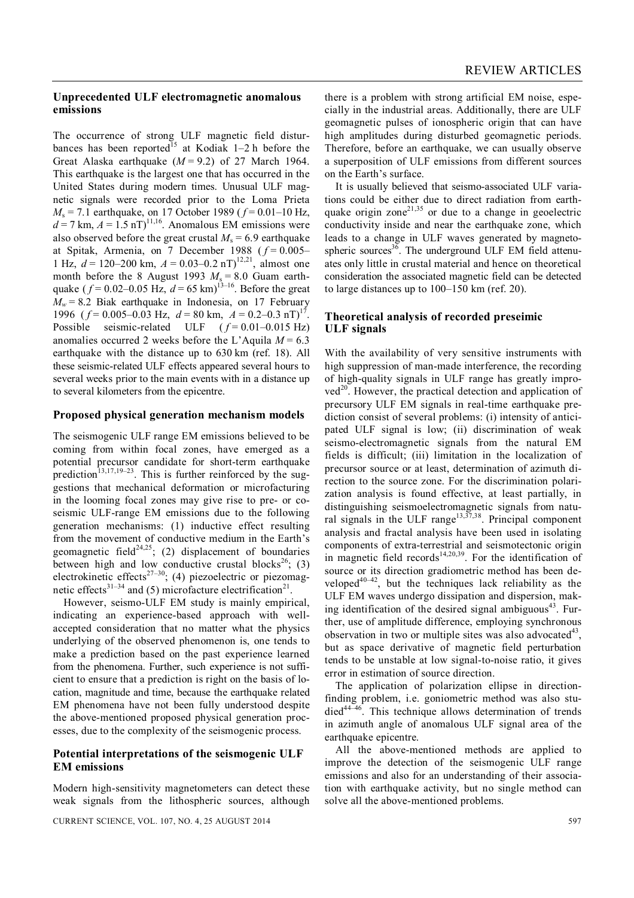## Unprecedented ULF electromagnetic anomalous emissions

The occurrence of strong ULF magnetic field disturbances has been reported[15] at Kodiak 1–2 h before the Great Alaska earthquake ($M = 9.2$) of 27 March 1964. This earthquake is the largest one that has occurred in the United States during modern times. Unusual ULF magnetic signals were recorded prior to the Loma Prieta $M_s = 7.1$ earthquake, on 17 October 1989 ($f = 0.01$–$10$ Hz, $d = 7$ km, $A = 1.5$ nT)[11,16]. Anomalous EM emissions were also observed before the great crustal $M_s = 6.9$ earthquake at Spitak, Armenia, on 7 December 1988 ($f = 0.005$–$1$ Hz, $d = 120$–$200$ km, $A = 0.03$–$0.2$ nT)[12,21], almost one month before the 8 August 1993 $M_s = 8.0$ Guam earthquake ($f = 0.02$–$0.05$ Hz, $d = 65$ km)[13–16]. Before the great $M_w = 8.2$ Biak earthquake in Indonesia, on 17 February 1996 ($f = 0.005$–$0.03$ Hz, $d = 80$ km, $A = 0.2$–$0.3$ nT)[17]. Possible seismic-related ULF ($f = 0.01$–$0.015$ Hz) anomalies occurred 2 weeks before the L'Aquila $M = 6.3$ earthquake with the distance up to 630 km (ref. 18). All these seismic-related ULF effects appeared several hours to several weeks prior to the main events with in a distance up to several kilometers from the epicentre.

## Proposed physical generation mechanism models

The seismogenic ULF range EM emissions believed to be coming from within focal zones, have emerged as a potential precursor candidate for short-term earthquake prediction[13,17,19–23]. This is further reinforced by the suggestions that mechanical deformation or microfacturing in the looming focal zones may give rise to pre- or co-seismic ULF-range EM emissions due to the following generation mechanisms: (1) inductive effect resulting from the movement of conductive medium in the Earth's geomagnetic field[24,25]; (2) displacement of boundaries between high and low conductive crustal blocks[26]; (3) electrokinetic effects[27–30]; (4) piezoelectric or piezomagnetic effects[31–34] and (5) microfacture electrification[21].

However, seismo-ULF EM study is mainly empirical, indicating an experience-based approach with well-accepted consideration that no matter what the physics underlying of the observed phenomenon is, one tends to make a prediction based on the past experience learned from the phenomena. Further, such experience is not sufficient to ensure that a prediction is right on the basis of location, magnitude and time, because the earthquake related EM phenomena have not been fully understood despite the above-mentioned proposed physical generation processes, due to the complexity of the seismogenic process.

## Potential interpretations of the seismogenic ULF EM emissions

Modern high-sensitivity magnetometers can detect these weak signals from the lithospheric sources, although there is a problem with strong artificial EM noise, especially in the industrial areas. Additionally, there are ULF geomagnetic pulses of ionospheric origin that can have high amplitudes during disturbed geomagnetic periods. Therefore, before an earthquake, we can usually observe a superposition of ULF emissions from different sources on the Earth's surface.

It is usually believed that seismo-associated ULF variations could be either due to direct radiation from earthquake origin zone[21,35] or due to a change in geoelectric conductivity inside and near the earthquake zone, which leads to a change in ULF waves generated by magnetospheric sources[36]. The underground ULF EM field attenuates only little in crustal material and hence on theoretical consideration the associated magnetic field can be detected to large distances up to 100–150 km (ref. 20).

## Theoretical analysis of recorded preseimic ULF signals

With the availability of very sensitive instruments with high suppression of man-made interference, the recording of high-quality signals in ULF range has greatly improved[20]. However, the practical detection and application of precursory ULF EM signals in real-time earthquake prediction consist of several problems: (i) intensity of anticipated ULF signal is low; (ii) discrimination of weak seismo-electromagnetic signals from the natural EM fields is difficult; (iii) limitation in the localization of precursor source or at least, determination of azimuth direction to the source zone. For the discrimination polarization analysis is found effective, at least partially, in distinguishing seismoelectromagnetic signals from natural signals in the ULF range[13,37,38]. Principal component analysis and fractal analysis have been used in isolating components of extra-terrestrial and seismotectonic origin in magnetic field records[14,20,39]. For the identification of source or its direction gradiometric method has been developed[40–42], but the techniques lack reliability as the ULF EM waves undergo dissipation and dispersion, making identification of the desired signal ambiguous[43]. Further, use of amplitude difference, employing synchronous observation in two or multiple sites was also advocated[43], but as space derivative of magnetic field perturbation tends to be unstable at low signal-to-noise ratio, it gives error in estimation of source direction.

The application of polarization ellipse in direction-finding problem, i.e. goniometric method was also studied[44–46]. This technique allows determination of trends in azimuth angle of anomalous ULF signal area of the earthquake epicentre.

All the above-mentioned methods are applied to improve the detection of the seismogenic ULF range emissions and also for an understanding of their association with earthquake activity, but no single method can solve all the above-mentioned problems.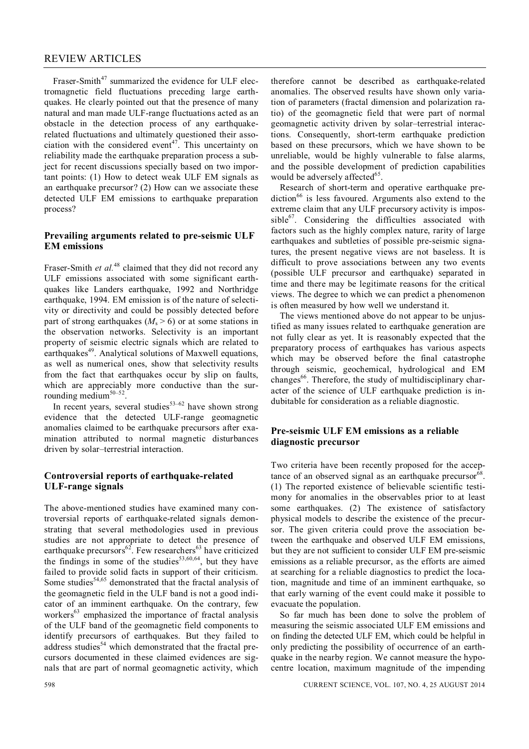Fraser-Smith[47] summarized the evidence for ULF electromagnetic field fluctuations preceding large earthquakes. He clearly pointed out that the presence of many natural and man made ULF-range fluctuations acted as an obstacle in the detection process of any earthquake-related fluctuations and ultimately questioned their association with the considered event[47]. This uncertainty on reliability made the earthquake preparation process a subject for recent discussions specially based on two important points: (1) How to detect weak ULF EM signals as an earthquake precursor? (2) How can we associate these detected ULF EM emissions to earthquake preparation process?

## Prevailing arguments related to pre-seismic ULF EM emissions

Fraser-Smith *et al.*[48] claimed that they did not record any ULF emissions associated with some significant earthquakes like Landers earthquake, 1992 and Northridge earthquake, 1994. EM emission is of the nature of selectivity or directivity and could be possibly detected before part of strong earthquakes ($M_s > 6$) or at some stations in the observation networks. Selectivity is an important property of seismic electric signals which are related to earthquakes[49]. Analytical solutions of Maxwell equations, as well as numerical ones, show that selectivity results from the fact that earthquakes occur by slip on faults, which are appreciably more conductive than the surrounding medium[50–52].

In recent years, several studies[53–62] have shown strong evidence that the detected ULF-range geomagnetic anomalies claimed to be earthquake precursors after examination attributed to normal magnetic disturbances driven by solar–terrestrial interaction.

## Controversial reports of earthquake-related ULF-range signals

The above-mentioned studies have examined many controversial reports of earthquake-related signals demonstrating that several methodologies used in previous studies are not appropriate to detect the presence of earthquake precursors[62]. Few researchers[63] have criticized the findings in some of the studies[53,60,64], but they have failed to provide solid facts in support of their criticism. Some studies[54,65] demonstrated that the fractal analysis of the geomagnetic field in the ULF band is not a good indicator of an imminent earthquake. On the contrary, few workers[63] emphasized the importance of fractal analysis of the ULF band of the geomagnetic field components to identify precursors of earthquakes. But they failed to address studies[54] which demonstrated that the fractal precursors documented in these claimed evidences are signals that are part of normal geomagnetic activity, which therefore cannot be described as earthquake-related anomalies. The observed results have shown only variation of parameters (fractal dimension and polarization ratio) of the geomagnetic field that were part of normal geomagnetic activity driven by solar–terrestrial interactions. Consequently, short-term earthquake prediction based on these precursors, which we have shown to be unreliable, would be highly vulnerable to false alarms, and the possible development of prediction capabilities would be adversely affected[65].

Research of short-term and operative earthquake prediction[66] is less favoured. Arguments also extend to the extreme claim that any ULF precursory activity is impossible[67]. Considering the difficulties associated with factors such as the highly complex nature, rarity of large earthquakes and subtleties of possible pre-seismic signatures, the present negative views are not baseless. It is difficult to prove associations between any two events (possible ULF precursor and earthquake) separated in time and there may be legitimate reasons for the critical views. The degree to which we can predict a phenomenon is often measured by how well we understand it.

The views mentioned above do not appear to be unjustified as many issues related to earthquake generation are not fully clear as yet. It is reasonably expected that the preparatory process of earthquakes has various aspects which may be observed before the final catastrophe through seismic, geochemical, hydrological and EM changes[66]. Therefore, the study of multidisciplinary character of the science of ULF earthquake prediction is indubitable for consideration as a reliable diagnostic.

## Pre-seismic ULF EM emissions as a reliable diagnostic precursor

Two criteria have been recently proposed for the acceptance of an observed signal as an earthquake precursor[68]. (1) The reported existence of believable scientific testimony for anomalies in the observables prior to at least some earthquakes. (2) The existence of satisfactory physical models to describe the existence of the precursor. The given criteria could prove the association between the earthquake and observed ULF EM emissions, but they are not sufficient to consider ULF EM pre-seismic emissions as a reliable precursor, as the efforts are aimed at searching for a reliable diagnostics to predict the location, magnitude and time of an imminent earthquake, so that early warning of the event could make it possible to evacuate the population.

So far much has been done to solve the problem of measuring the seismic associated ULF EM emissions and on finding the detected ULF EM, which could be helpful in only predicting the possibility of occurrence of an earthquake in the nearby region. We cannot measure the hypocentre location, maximum magnitude of the impending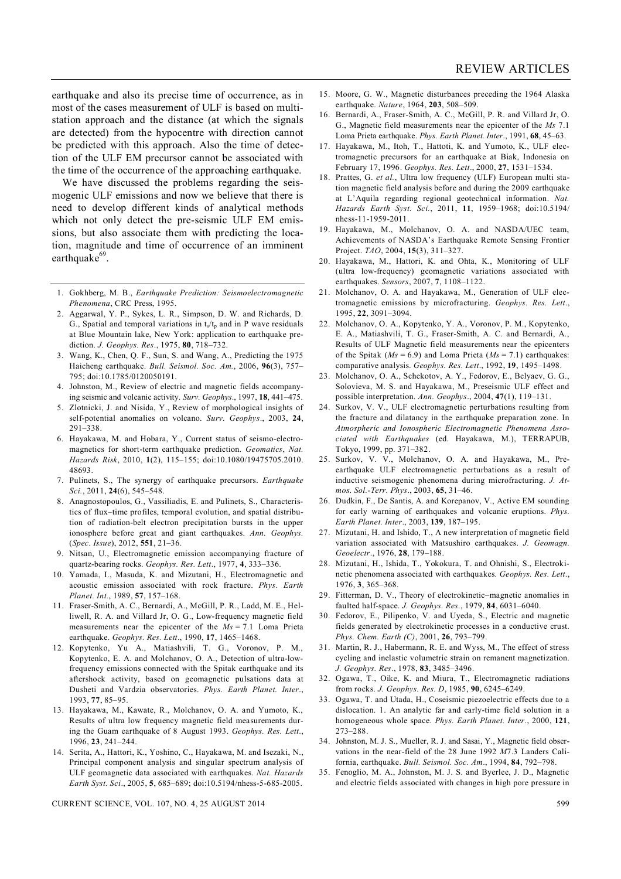earthquake and also its precise time of occurrence, as in most of the cases measurement of ULF is based on multi-station approach and the distance (at which the signals are detected) from the hypocentre with direction cannot be predicted with this approach. Also the time of detection of the ULF EM precursor cannot be associated with the time of the occurrence of the approaching earthquake.

We have discussed the problems regarding the seismogenic ULF emissions and now we believe that there is need to develop different kinds of analytical methods which not only detect the pre-seismic ULF EM emissions, but also associate them with predicting the location, magnitude and time of occurrence of an imminent earthquake[69].

1. Gokhberg, M. B., *Earthquake Prediction: Seismoelectromagnetic Phenomena*, CRC Press, 1995.
2. Aggarwal, Y. P., Sykes, L. R., Simpson, D. W. and Richards, D. G., Spatial and temporal variations in $t_s/t_p$ and in P wave residuals at Blue Mountain lake, New York: application to earthquake prediction. *J. Geophys. Res*., 1975, **80**, 718–732.
3. Wang, K., Chen, Q. F., Sun, S. and Wang, A., Predicting the 1975 Haicheng earthquake. *Bull. Seismol. Soc. Am.*, 2006, **96**(3), 757–795; doi:10.1785/0120050191.
4. Johnston, M., Review of electric and magnetic fields accompanying seismic and volcanic activity. *Surv. Geophys*., 1997, **18**, 441–475.
5. Zlotnicki, J. and Nisida, Y., Review of morphological insights of self-potential anomalies on volcano. *Surv. Geophys*., 2003, **24**, 291–338.
6. Hayakawa, M. and Hobara, Y., Current status of seismo-electromagnetics for short-term earthquake prediction. *Geomatics*, *Nat. Hazards Risk*, 2010, **1**(2), 115–155; doi:10.1080/19475705.2010.48693.
7. Pulinets, S., The synergy of earthquake precursors. *Earthquake Sci.*, 2011, **24**(6), 545–548.
8. Anagnostopoulos, G., Vassiliadis, E. and Pulinets, S., Characteristics of flux–time profiles, temporal evolution, and spatial distribution of radiation-belt electron precipitation bursts in the upper ionosphere before great and giant earthquakes. *Ann. Geophys.* (*Spec. Issue*), 2012, **551**, 21–36.
9. Nitsan, U., Electromagnetic emission accompanying fracture of quartz-bearing rocks. *Geophys. Res. Lett*., 1977, **4**, 333–336.
10. Yamada, I., Masuda, K. and Mizutani, H., Electromagnetic and acoustic emission associated with rock fracture. *Phys. Earth Planet. Int.*, 1989, **57**, 157–168.
11. Fraser-Smith, A. C., Bernardi, A., McGill, P. R., Ladd, M. E., Helliwell, R. A. and Villard Jr, O. G., Low-frequency magnetic field measurements near the epicenter of the $Ms$ = 7.1 Loma Prieta earthquake. *Geophys. Res. Lett*., 1990, **17**, 1465–1468.
12. Kopytenko, Yu A., Matiashvili, T. G., Voronov, P. M., Kopytenko, E. A. and Molchanov, O. A., Detection of ultra-low-frequency emissions connected with the Spitak earthquake and its aftershock activity, based on geomagnetic pulsations data at Dusheti and Vardzia observatories. *Phys. Earth Planet. Inter*., 1993, **77**, 85–95.
13. Hayakawa, M., Kawate, R., Molchanov, O. A. and Yumoto, K., Results of ultra low frequency magnetic field measurements during the Guam earthquake of 8 August 1993. *Geophys. Res. Lett*., 1996, **23**, 241–244.
14. Serita, A., Hattori, K., Yoshino, C., Hayakawa, M. and Isezaki, N., Principal component analysis and singular spectrum analysis of ULF geomagnetic data associated with earthquakes. *Nat. Hazards Earth Syst. Sci*., 2005, **5**, 685–689; doi:10.5194/nhess-5-685-2005.
15. Moore, G. W., Magnetic disturbances preceding the 1964 Alaska earthquake. *Nature*, 1964, **203**, 508–509.
16. Bernardi, A., Fraser-Smith, A. C., McGill, P. R. and Villard Jr, O. G., Magnetic field measurements near the epicenter of the $Ms$ 7.1 Loma Prieta earthquake. *Phys. Earth Planet. Inter*., 1991, **68**, 45–63.
17. Hayakawa, M., Itoh, T., Hattoti, K. and Yumoto, K., ULF electromagnetic precursors for an earthquake at Biak, Indonesia on February 17, 1996. *Geophys. Res. Lett*., 2000, **27**, 1531–1534.
18. Prattes, G. *et al.*, Ultra low frequency (ULF) European multi station magnetic field analysis before and during the 2009 earthquake at L'Aquila regarding regional geotechnical information. *Nat. Hazards Earth Syst. Sci.*, 2011, **11**, 1959–1968; doi:10.5194/nhess-11-1959-2011.
19. Hayakawa, M., Molchanov, O. A. and NASDA/UEC team, Achievements of NASDA's Earthquake Remote Sensing Frontier Project. *TAO*, 2004, **15**(3), 311–327.
20. Hayakawa, M., Hattori, K. and Ohta, K., Monitoring of ULF (ultra low-frequency) geomagnetic variations associated with earthquakes. *Sensors*, 2007, **7**, 1108–1122.
21. Molchanov, O. A. and Hayakawa, M., Generation of ULF electromagnetic emissions by microfracturing. *Geophys. Res. Lett*., 1995, **22**, 3091–3094.
22. Molchanov, O. A., Kopytenko, Y. A., Voronov, P. M., Kopytenko, E. A., Matiashvili, T. G., Fraser-Smith, A. C. and Bernardi, A., Results of ULF Magnetic field measurements near the epicenters of the Spitak ($Ms$ = 6.9) and Loma Prieta ($Ms$ = 7.1) earthquakes: comparative analysis. *Geophys. Res. Lett*., 1992, **19**, 1495–1498.
23. Molchanov, O. A., Schekotov, A. Y., Fedorov, E., Belyaev, G. G., Solovieva, M. S. and Hayakawa, M., Preseismic ULF effect and possible interpretation. *Ann. Geophys*., 2004, **47**(1), 119–131.
24. Surkov, V. V., ULF electromagnetic perturbations resulting from the fracture and dilatancy in the earthquake preparation zone. In *Atmospheric and Ionospheric Electromagnetic Phenomena Associated with Earthquakes* (ed. Hayakawa, M.), TERRAPUB, Tokyo, 1999, pp. 371–382.
25. Surkov, V. V., Molchanov, O. A. and Hayakawa, M., Pre-earthquake ULF electromagnetic perturbations as a result of inductive seismogenic phenomena during microfracturing. *J. Atmos. Sol.-Terr. Phys*., 2003, **65**, 31–46.
26. Dudkin, F., De Santis, A. and Korepanov, V., Active EM sounding for early warning of earthquakes and volcanic eruptions. *Phys. Earth Planet. Inter*., 2003, **139**, 187–195.
27. Mizutani, H. and Ishido, T., A new interpretation of magnetic field variation associated with Matsushiro earthquakes. *J. Geomagn. Geoelectr*., 1976, **28**, 179–188.
28. Mizutani, H., Ishida, T., Yokokura, T. and Ohnishi, S., Electrokinetic phenomena associated with earthquakes. *Geophys. Res. Lett*., 1976, **3**, 365–368.
29. Fitterman, D. V., Theory of electrokinetic–magnetic anomalies in faulted half-space. *J. Geophys. Res.*, 1979, **84**, 6031–6040.
30. Fedorov, E., Pilipenko, V. and Uyeda, S., Electric and magnetic fields generated by electrokinetic processes in a conductive crust. *Phys. Chem. Earth (C)*, 2001, **26**, 793–799.
31. Martin, R. J., Habermann, R. E. and Wyss, M., The effect of stress cycling and inelastic volumetric strain on remanent magnetization. *J. Geophys. Res*., 1978, **83**, 3485–3496.
32. Ogawa, T., Oike, K. and Miura, T., Electromagnetic radiations from rocks. *J. Geophys. Res. D*, 1985, **90**, 6245–6249.
33. Ogawa, T. and Utada, H., Coseismic piezoelectric effects due to a dislocation. 1. An analytic far and early-time field solution in a homogeneous whole space. *Phys. Earth Planet. Inter.*, 2000, **121**, 273–288.
34. Johnston, M. J. S., Mueller, R. J. and Sasai, Y., Magnetic field observations in the near-field of the 28 June 1992 $M$7.3 Landers California, earthquake. *Bull. Seismol. Soc. Am*., 1994, **84**, 792–798.
35. Fenoglio, M. A., Johnston, M. J. S. and Byerlee, J. D., Magnetic and electric fields associated with changes in high pore pressure in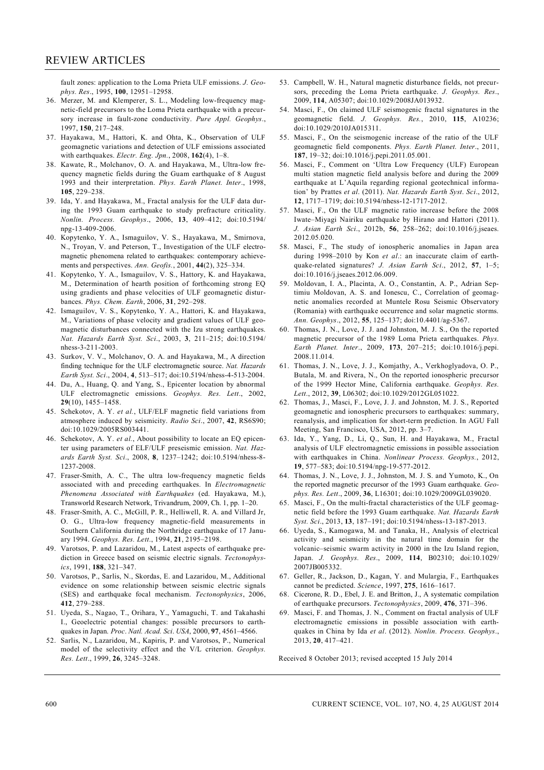fault zones: application to the Loma Prieta ULF emissions. *J. Geophys. Res*., 1995, **100**, 12951–12958.

36. Merzer, M. and Klemperer, S. L., Modeling low-frequency magnetic-field precursors to the Loma Prieta earthquake with a precursory increase in fault-zone conductivity. *Pure Appl. Geophys*., 1997, **150**, 217–248.
37. Hayakawa, M., Hattori, K. and Ohta, K., Observation of ULF geomagnetic variations and detection of ULF emissions associated with earthquakes. *Electr. Eng. Jpn.*, 2008, **162**(4), 1–8.
38. Kawate, R., Molchanov, O. A. and Hayakawa, M., Ultra-low frequency magnetic fields during the Guam earthquake of 8 August 1993 and their interpretation. *Phys. Earth Planet. Inter*., 1998, **105**, 229–238.
39. Ida, Y. and Hayakawa, M., Fractal analysis for the ULF data during the 1993 Guam earthquake to study prefracture criticality. *Nonlin. Process. Geophys*., 2006, **13**, 409–412; doi:10.5194/npg-13-409-2006.
40. Kopytenko, Y. A., Ismaguilov, V. S., Hayakawa, M., Smirnova, N., Troyan, V. and Peterson, T., Investigation of the ULF electromagnetic phenomena related to earthquakes: contemporary achievements and perspectives. *Ann. Geofis.*, 2001, **44**(2), 325–334.
41. Kopytenko, Y. A., Ismaguilov, V. S., Hattory, K. and Hayakawa, M., Determination of hearth position of forthcoming strong EQ using gradients and phase velocities of ULF geomagnetic disturbances. *Phys. Chem. Earth*, 2006, **31**, 292–298.
42. Ismaguilov, V. S., Kopytenko, Y. A., Hattori, K. and Hayakawa, M., Variations of phase velocity and gradient values of ULF geomagnetic disturbances connected with the Izu strong earthquakes. *Nat. Hazards Earth Syst. Sci*., 2003, **3**, 211–215; doi:10.5194/nhess-3-211-2003.
43. Surkov, V. V., Molchanov, O. A. and Hayakawa, M., A direction finding technique for the ULF electromagnetic source. *Nat. Hazards Earth Syst. Sci*., 2004, **4**, 513–517; doi:10.5194/nhess-4-513-2004.
44. Du, A., Huang, Q. and Yang, S., Epicenter location by abnormal ULF electromagnetic emissions. *Geophys. Res. Lett*., 2002, **29**(10), 1455–1458.
45. Schekotov, A. Y. *et al.*, ULF/ELF magnetic field variations from atmosphere induced by seismicity. *Radio Sci*., 2007, **42**, RS6S90; doi:10.1029/2005RS003441.
46. Schekotov, A. Y. *et al.*, About possibility to locate an EQ epicenter using parameters of ELF/ULF preseismic emission. *Nat. Hazards Earth Syst. Sci*., 2008, **8**, 1237–1242; doi:10.5194/nhess-8-1237-2008.
47. Fraser-Smith, A. C., The ultra low-frequency magnetic fields associated with and preceding earthquakes. In *Electromagnetic Phenomena Associated with Earthquakes* (ed. Hayakawa, M.), Transworld Research Network, Trivandrum, 2009, Ch. 1, pp. 1–20.
48. Fraser-Smith, A. C., McGill, P. R., Helliwell, R. A. and Villard Jr, O. G., Ultra-low frequency magnetic-field measurements in Southern California during the Northridge earthquake of 17 January 1994. *Geophys. Res. Lett*., 1994, **21**, 2195–2198.
49. Varotsos, P. and Lazaridou, M., Latest aspects of earthquake prediction in Greece based on seismic electric signals. *Tectonophysics*, 1991, **188**, 321–347.
50. Varotsos, P., Sarlis, N., Skordas, E. and Lazaridou, M., Additional evidence on some relationship between seismic electric signals (SES) and earthquake focal mechanism. *Tectonophysics*, 2006, **412**, 279–288.
51. Uyeda, S., Nagao, T., Orihara, Y., Yamaguchi, T. and Takahashi I., Geoelectric potential changes: possible precursors to earthquakes in Japan. *Proc*. *Natl. Acad. Sci*. *USA*, 2000, **97**, 4561–4566.
52. Sarlis, N., Lazaridou, M., Kapiris, P. and Varotsos, P., Numerical model of the selectivity effect and the V/L criterion. *Geophys. Res. Lett*., 1999, **26**, 3245–3248.
53. Campbell, W. H., Natural magnetic disturbance fields, not precursors, preceding the Loma Prieta earthquake. *J. Geophys. Res*., 2009, **114**, A05307; doi:10.1029/2008JA013932.
54. Masci, F., On claimed ULF seismogenic fractal signatures in the geomagnetic field. *J. Geophys. Res.*, 2010, **115**, A10236; doi:10.1029/2010JA015311.
55. Masci, F., On the seismogenic increase of the ratio of the ULF geomagnetic field components. *Phys. Earth Planet. Inter*., 2011, **187**, 19–32; doi:10.1016/j.pepi.2011.05.001.
56. Masci, F., Comment on 'Ultra Low Frequency (ULF) European multi station magnetic field analysis before and during the 2009 earthquake at L'Aquila regarding regional geotechnical information' by Prattes *et al*. (2011). *Nat. Hazards Earth Syst. Sci*., 2012, **12**, 1717–1719; doi:10.5194/nhess-12-1717-2012.
57. Masci, F., On the ULF magnetic ratio increase before the 2008 Iwate–Miyagi Nairiku earthquake by Hirano and Hattori (2011). *J. Asian Earth Sci*., 2012b, **56**, 258–262; doi:10.1016/j.jseaes.2012.05.020.
58. Masci, F., The study of ionospheric anomalies in Japan area during 1998–2010 by Kon *et al*.: an inaccurate claim of earthquake-related signatures? *J. Asian Earth Sci*., 2012, **57**, 1–5; doi:10.1016/j.jseaes.2012.06.009.
59. Moldovan, I. A., Placinta, A. O., Constantin, A. P., Adrian Septimiu Moldovan, A. S. and Ionescu, C., Correlation of geomagnetic anomalies recorded at Muntele Rosu Seismic Observatory (Romania) with earthquake occurrence and solar magnetic storms. *Ann. Geophys*., 2012, **55**, 125–137; doi:10.4401/ag-5367.
60. Thomas, J. N., Love, J. J. and Johnston, M. J. S., On the reported magnetic precursor of the 1989 Loma Prieta earthquakes. *Phys. Earth Planet. Inter*., 2009, **173**, 207–215; doi:10.1016/j.pepi.2008.11.014.
61. Thomas, J. N., Love, J. J., Komjathy, A., Verkhoglyadova, O. P., Butala, M. and Rivera, N., On the reported ionospheric precursor of the 1999 Hector Mine, California earthquake. *Geophys. Res. Lett*., 2012, **39**, L06302; doi:10.1029/2012GL051022.
62. Thomas, J., Masci, F., Love, J. J. and Johnston, M. J. S., Reported geomagnetic and ionospheric precursors to earthquakes: summary, reanalysis, and implication for short-term prediction. In AGU Fall Meeting, San Francisco, USA, 2012, pp. 3–7.
63. Ida, Y., Yang, D., Li, Q., Sun, H. and Hayakawa, M., Fractal analysis of ULF electromagnetic emissions in possible association with earthquakes in China. *Nonlinear Process. Geophys.*, 2012, **19**, 577–583; doi:10.5194/npg-19-577-2012.
64. Thomas, J. N., Love, J. J., Johnston, M. J. S. and Yumoto, K., On the reported magnetic precursor of the 1993 Guam earthquake. *Geophys. Res. Lett*., 2009, **36**, L16301; doi:10.1029/2009GL039020.
65. Masci, F., On the multi-fractal characteristics of the ULF geomagnetic field before the 1993 Guam earthquake. *Nat. Hazards Earth Syst. Sci*., 2013, **13**, 187–191; doi:10.5194/nhess-13-187-2013.
66. Uyeda, S., Kamogawa, M. and Tanaka, H., Analysis of electrical activity and seismicity in the natural time domain for the volcanic–seismic swarm activity in 2000 in the Izu Island region, Japan. *J. Geophys. Res*., 2009, **114**, B02310; doi:10.1029/2007JB005332.
67. Geller, R., Jackson, D., Kagan, Y. and Mulargia, F., Earthquakes cannot be predicted. *Science*, 1997, **275**, 1616–1617.
68. Cicerone, R. D., Ebel, J. E. and Britton, J., A systematic compilation of earthquake precursors. *Tectonophysics*, 2009, **476**, 371–396.
69. Masci, F. and Thomas, J. N., Comment on fractal analysis of ULF electromagnetic emissions in possible association with earthquakes in China by Ida *et al*. (2012). *Nonlin. Process. Geophys*., 2013, **20**, 417–421.

Received 8 October 2013; revised accepted 15 July 2014